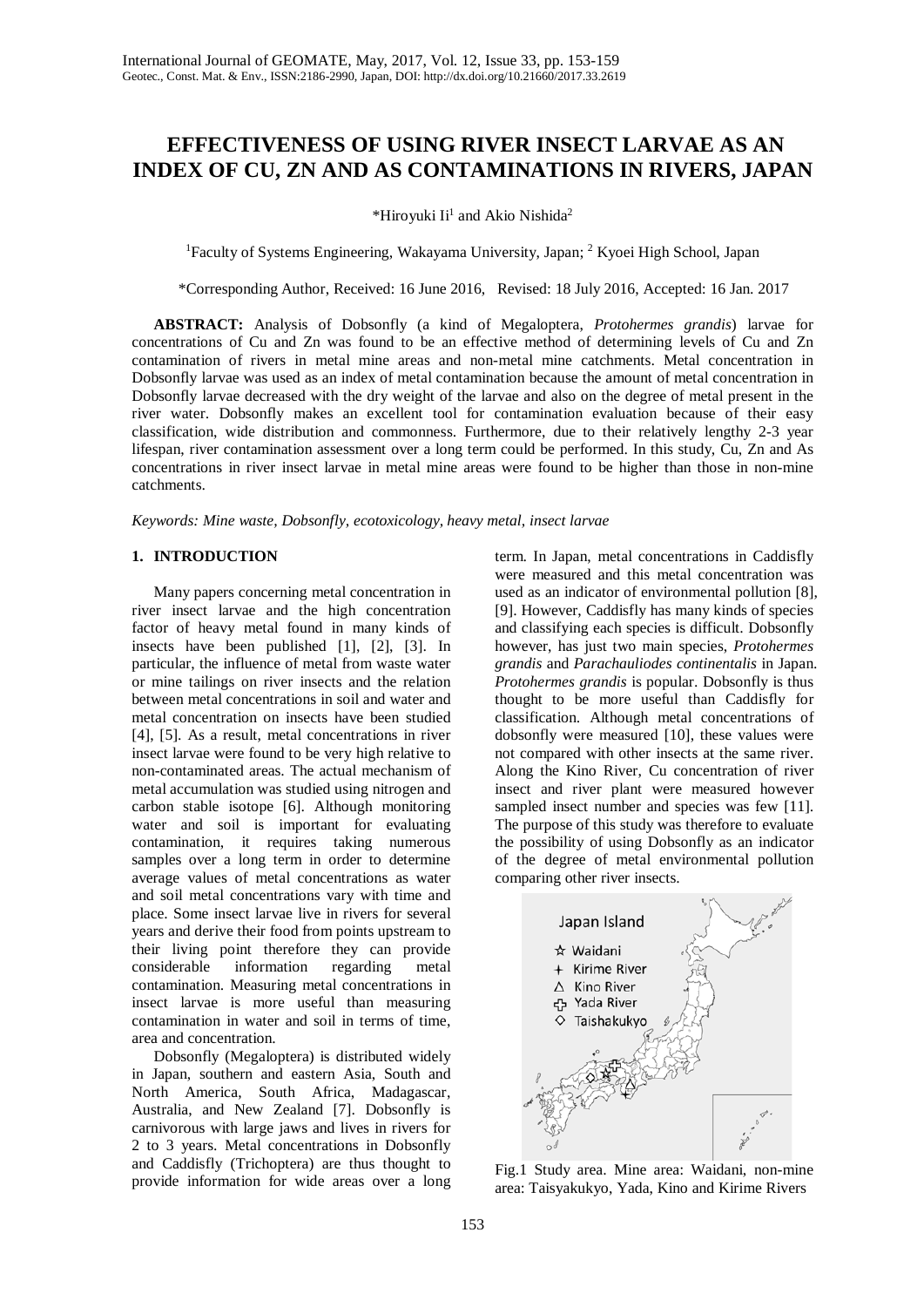# EFFECTIVENESS OF USING RIVER INSECT LARVAE AS AN INDEX OF CU, ZN AND AS CONTAMINATIONS IN RIVERS, JAPAN

*Hiroyuki Ii[1] and Akio Nishida[2]

[1]Faculty of Systems Engineering, Wakayama University, Japan; [2] Kyoei High School, Japan

*Corresponding Author, Received: 16 June 2016, Revised: 18 July 2016, Accepted: 16 Jan. 2017

**ABSTRACT:** Analysis of Dobsonfly (a kind of Megaloptera, *Protohermes grandis*) larvae for concentrations of Cu and Zn was found to be an effective method of determining levels of Cu and Zn contamination of rivers in metal mine areas and non-metal mine catchments. Metal concentration in Dobsonfly larvae was used as an index of metal contamination because the amount of metal concentration in Dobsonfly larvae decreased with the dry weight of the larvae and also on the degree of metal present in the river water. Dobsonfly makes an excellent tool for contamination evaluation because of their easy classification, wide distribution and commonness. Furthermore, due to their relatively lengthy 2-3 year lifespan, river contamination assessment over a long term could be performed. In this study, Cu, Zn and As concentrations in river insect larvae in metal mine areas were found to be higher than those in non-mine catchments.

*Keywords: Mine waste, Dobsonfly, ecotoxicology, heavy metal, insect larvae*

## 1. INTRODUCTION

Many papers concerning metal concentration in river insect larvae and the high concentration factor of heavy metal found in many kinds of insects have been published [1], [2], [3]. In particular, the influence of metal from waste water or mine tailings on river insects and the relation between metal concentrations in soil and water and metal concentration on insects have been studied [4], [5]. As a result, metal concentrations in river insect larvae were found to be very high relative to non-contaminated areas. The actual mechanism of metal accumulation was studied using nitrogen and carbon stable isotope [6]. Although monitoring water and soil is important for evaluating contamination, it requires taking numerous samples over a long term in order to determine average values of metal concentrations as water and soil metal concentrations vary with time and place. Some insect larvae live in rivers for several years and derive their food from points upstream to their living point therefore they can provide considerable information regarding metal contamination. Measuring metal concentrations in insect larvae is more useful than measuring contamination in water and soil in terms of time, area and concentration.

Dobsonfly (Megaloptera) is distributed widely in Japan, southern and eastern Asia, South and North America, South Africa, Madagascar, Australia, and New Zealand [7]. Dobsonfly is carnivorous with large jaws and lives in rivers for 2 to 3 years. Metal concentrations in Dobsonfly and Caddisfly (Trichoptera) are thus thought to provide information for wide areas over a long term. In Japan, metal concentrations in Caddisfly were measured and this metal concentration was used as an indicator of environmental pollution [8], [9]. However, Caddisfly has many kinds of species and classifying each species is difficult. Dobsonfly however, has just two main species, *Protohermes grandis* and *Parachauliodes continentalis* in Japan. *Protohermes grandis* is popular. Dobsonfly is thus thought to be more useful than Caddisfly for classification. Although metal concentrations of dobsonfly were measured [10], these values were not compared with other insects at the same river. Along the Kino River, Cu concentration of river insect and river plant were measured however sampled insect number and species was few [11]. The purpose of this study was therefore to evaluate the possibility of using Dobsonfly as an indicator of the degree of metal environmental pollution comparing other river insects.

Japan Island

☆ Waidani
+ Kirime River
△ Kino River
✙ Yada River
◇ Taishakukyo

Fig.1 Study area. Mine area: Waidani, non-mine area: Taisyakukyo, Yada, Kino and Kirime Rivers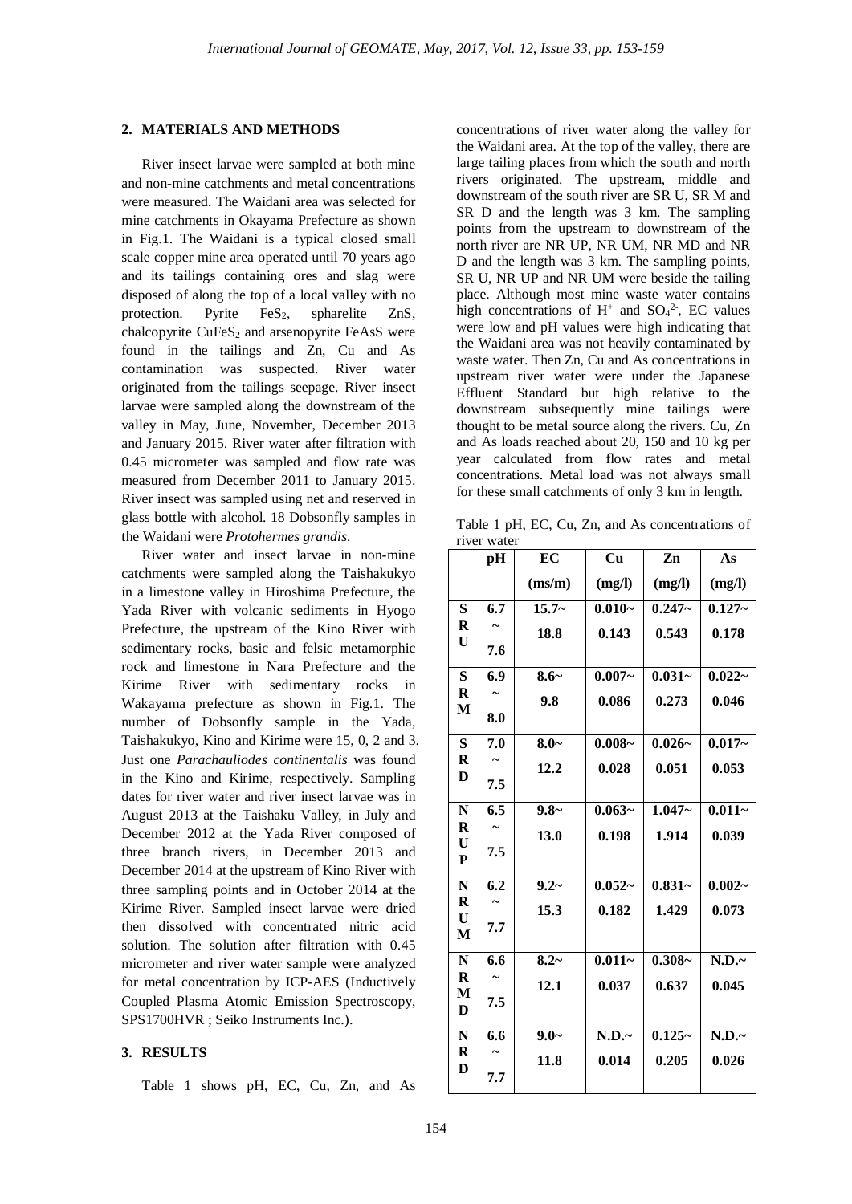## 2. MATERIALS AND METHODS

River insect larvae were sampled at both mine and non-mine catchments and metal concentrations were measured. The Waidani area was selected for mine catchments in Okayama Prefecture as shown in Fig.1. The Waidani is a typical closed small scale copper mine area operated until 70 years ago and its tailings containing ores and slag were disposed of along the top of a local valley with no protection. Pyrite $FeS_2$, spharelite ZnS, chalcopyrite $CuFeS_2$ and arsenopyrite FeAsS were found in the tailings and Zn, Cu and As contamination was suspected. River water originated from the tailings seepage. River insect larvae were sampled along the downstream of the valley in May, June, November, December 2013 and January 2015. River water after filtration with 0.45 micrometer was sampled and flow rate was measured from December 2011 to January 2015. River insect was sampled using net and reserved in glass bottle with alcohol. 18 Dobsonfly samples in the Waidani were *Protohermes grandis*.

River water and insect larvae in non-mine catchments were sampled along the Taishakukyo in a limestone valley in Hiroshima Prefecture, the Yada River with volcanic sediments in Hyogo Prefecture, the upstream of the Kino River with sedimentary rocks, basic and felsic metamorphic rock and limestone in Nara Prefecture and the Kirime River with sedimentary rocks in Wakayama prefecture as shown in Fig.1. The number of Dobsonfly sample in the Yada, Taishakukyo, Kino and Kirime were 15, 0, 2 and 3. Just one *Parachauliodes continentalis* was found in the Kino and Kirime, respectively. Sampling dates for river water and river insect larvae was in August 2013 at the Taishaku Valley, in July and December 2012 at the Yada River composed of three branch rivers, in December 2013 and December 2014 at the upstream of Kino River with three sampling points and in October 2014 at the Kirime River. Sampled insect larvae were dried then dissolved with concentrated nitric acid solution. The solution after filtration with 0.45 micrometer and river water sample were analyzed for metal concentration by ICP-AES (Inductively Coupled Plasma Atomic Emission Spectroscopy, SPS1700HVR ; Seiko Instruments Inc.).

## 3. RESULTS

Table 1 shows pH, EC, Cu, Zn, and As concentrations of river water along the valley for the Waidani area. At the top of the valley, there are large tailing places from which the south and north rivers originated. The upstream, middle and downstream of the south river are SR U, SR M and SR D and the length was 3 km. The sampling points from the upstream to downstream of the north river are NR UP, NR UM, NR MD and NR D and the length was 3 km. The sampling points, SR U, NR UP and NR UM were beside the tailing place. Although most mine waste water contains high concentrations of $H^+$ and $SO_4^{2-}$, EC values were low and pH values were high indicating that the Waidani area was not heavily contaminated by waste water. Then Zn, Cu and As concentrations in upstream river water were under the Japanese Effluent Standard but high relative to the downstream subsequently mine tailings were thought to be metal source along the rivers. Cu, Zn and As loads reached about 20, 150 and 10 kg per year calculated from flow rates and metal concentrations. Metal load was not always small for these small catchments of only 3 km in length.

Table 1 pH, EC, Cu, Zn, and As concentrations of river water

| | pH | EC (ms/m) | Cu (mg/l) | Zn (mg/l) | As (mg/l) |
|---|---|---|---|---|---|
| SR U | 6.7 ~ 7.6 | 15.7~ 18.8 | 0.010~ 0.143 | 0.247~ 0.543 | 0.127~ 0.178 |
| SR M | 6.9 ~ 8.0 | 8.6~ 9.8 | 0.007~ 0.086 | 0.031~ 0.273 | 0.022~ 0.046 |
| SR D | 7.0 ~ 7.5 | 8.0~ 12.2 | 0.008~ 0.028 | 0.026~ 0.051 | 0.017~ 0.053 |
| NR UP | 6.5 ~ 7.5 | 9.8~ 13.0 | 0.063~ 0.198 | 1.047~ 1.914 | 0.011~ 0.039 |
| NR UM | 6.2 ~ 7.7 | 9.2~ 15.3 | 0.052~ 0.182 | 0.831~ 1.429 | 0.002~ 0.073 |
| NR MD | 6.6 ~ 7.5 | 8.2~ 12.1 | 0.011~ 0.037 | 0.308~ 0.637 | N.D.~ 0.045 |
| NR D | 6.6 ~ 7.7 | 9.0~ 11.8 | N.D.~ 0.014 | 0.125~ 0.205 | N.D.~ 0.026 |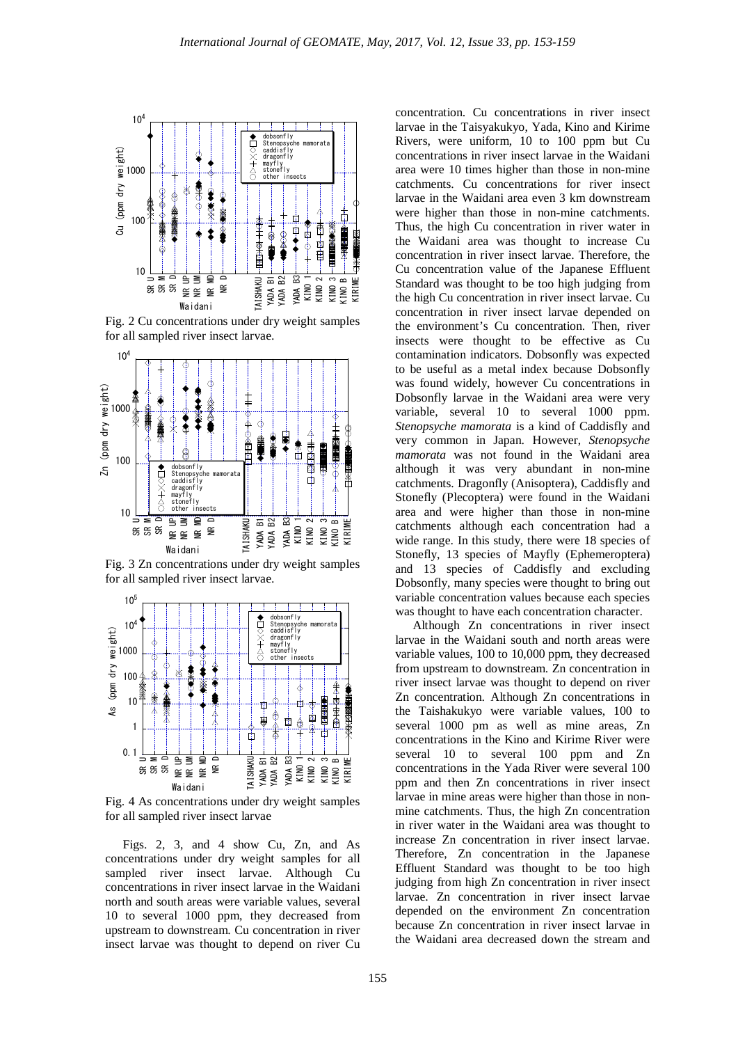Fig. 2 Cu concentrations under dry weight samples for all sampled river insect larvae.

Fig. 3 Zn concentrations under dry weight samples for all sampled river insect larvae.

Fig. 4 As concentrations under dry weight samples for all sampled river insect larvae

Figs. 2, 3, and 4 show Cu, Zn, and As concentrations under dry weight samples for all sampled river insect larvae. Although Cu concentrations in river insect larvae in the Waidani north and south areas were variable values, several 10 to several 1000 ppm, they decreased from upstream to downstream. Cu concentration in river insect larvae was thought to depend on river Cu concentration. Cu concentrations in river insect larvae in the Taisyakukyo, Yada, Kino and Kirime Rivers, were uniform, 10 to 100 ppm but Cu concentrations in river insect larvae in the Waidani area were 10 times higher than those in non-mine catchments. Cu concentrations for river insect larvae in the Waidani area even 3 km downstream were higher than those in non-mine catchments. Thus, the high Cu concentration in river water in the Waidani area was thought to increase Cu concentration in river insect larvae. Therefore, the Cu concentration value of the Japanese Effluent Standard was thought to be too high judging from the high Cu concentration in river insect larvae. Cu concentration in river insect larvae depended on the environment's Cu concentration. Then, river insects were thought to be effective as Cu contamination indicators. Dobsonfly was expected to be useful as a metal index because Dobsonfly was found widely, however Cu concentrations in Dobsonfly larvae in the Waidani area were very variable, several 10 to several 1000 ppm. *Stenopsyche mamorata* is a kind of Caddisfly and very common in Japan. However, *Stenopsyche mamorata* was not found in the Waidani area although it was very abundant in non-mine catchments. Dragonfly (Anisoptera), Caddisfly and Stonefly (Plecoptera) were found in the Waidani area and were higher than those in non-mine catchments although each concentration had a wide range. In this study, there were 18 species of Stonefly, 13 species of Mayfly (Ephemeroptera) and 13 species of Caddisfly and excluding Dobsonfly, many species were thought to bring out variable concentration values because each species was thought to have each concentration character.

Although Zn concentrations in river insect larvae in the Waidani south and north areas were variable values, 100 to 10,000 ppm, they decreased from upstream to downstream. Zn concentration in river insect larvae was thought to depend on river Zn concentration. Although Zn concentrations in the Taishakukyo were variable values, 100 to several 1000 pm as well as mine areas, Zn concentrations in the Kino and Kirime River were several 10 to several 100 ppm and Zn concentrations in the Yada River were several 100 ppm and then Zn concentrations in river insect larvae in mine areas were higher than those in non-mine catchments. Thus, the high Zn concentration in river water in the Waidani area was thought to increase Zn concentration in river insect larvae. Therefore, Zn concentration in the Japanese Effluent Standard was thought to be too high judging from high Zn concentration in river insect larvae. Zn concentration in river insect larvae depended on the environment Zn concentration because Zn concentration in river insect larvae in the Waidani area decreased down the stream and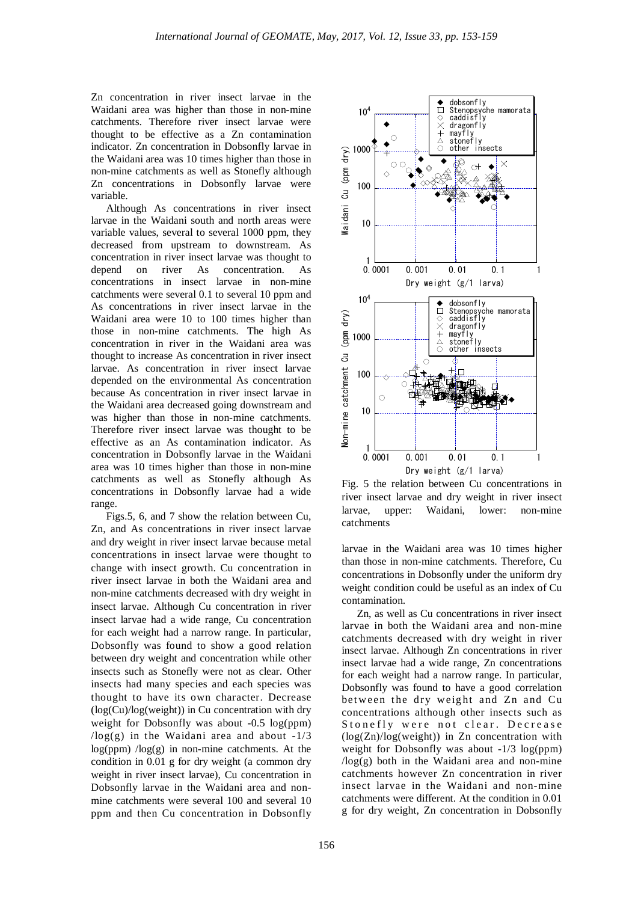Zn concentration in river insect larvae in the Waidani area was higher than those in non-mine catchments. Therefore river insect larvae were thought to be effective as a Zn contamination indicator. Zn concentration in Dobsonfly larvae in the Waidani area was 10 times higher than those in non-mine catchments as well as Stonefly although Zn concentrations in Dobsonfly larvae were variable.

Although As concentrations in river insect larvae in the Waidani south and north areas were variable values, several to several 1000 ppm, they decreased from upstream to downstream. As concentration in river insect larvae was thought to depend on river As concentration. As concentrations in insect larvae in non-mine catchments were several 0.1 to several 10 ppm and As concentrations in river insect larvae in the Waidani area were 10 to 100 times higher than those in non-mine catchments. The high As concentration in river in the Waidani area was thought to increase As concentration in river insect larvae. As concentration in river insect larvae depended on the environmental As concentration because As concentration in river insect larvae in the Waidani area decreased going downstream and was higher than those in non-mine catchments. Therefore river insect larvae was thought to be effective as an As contamination indicator. As concentration in Dobsonfly larvae in the Waidani area was 10 times higher than those in non-mine catchments as well as Stonefly although As concentrations in Dobsonfly larvae had a wide range.

Figs.5, 6, and 7 show the relation between Cu, Zn, and As concentrations in river insect larvae and dry weight in river insect larvae because metal concentrations in insect larvae were thought to change with insect growth. Cu concentration in river insect larvae in both the Waidani area and non-mine catchments decreased with dry weight in insect larvae. Although Cu concentration in river insect larvae had a wide range, Cu concentration for each weight had a narrow range. In particular, Dobsonfly was found to show a good relation between dry weight and concentration while other insects such as Stonefly were not as clear. Other insects had many species and each species was thought to have its own character. Decrease (log(Cu)/log(weight)) in Cu concentration with dry weight for Dobsonfly was about -0.5 log(ppm) /log(g) in the Waidani area and about -1/3 log(ppm) /log(g) in non-mine catchments. At the condition in 0.01 g for dry weight (a common dry weight in river insect larvae), Cu concentration in Dobsonfly larvae in the Waidani area and non-mine catchments were several 100 and several 10 ppm and then Cu concentration in Dobsonfly larvae in the Waidani area was 10 times higher than those in non-mine catchments. Therefore, Cu concentrations in Dobsonfly under the uniform dry weight condition could be useful as an index of Cu contamination.

Fig. 5 the relation between Cu concentrations in river insect larvae and dry weight in river insect larvae, upper: Waidani, lower: non-mine catchments

Zn, as well as Cu concentrations in river insect larvae in both the Waidani area and non-mine catchments decreased with dry weight in river insect larvae. Although Zn concentrations in river insect larvae had a wide range, Zn concentrations for each weight had a narrow range. In particular, Dobsonfly was found to have a good correlation between the dry weight and Zn and Cu concentrations although other insects such as Stonefly were not clear. Decrease (log(Zn)/log(weight)) in Zn concentration with weight for Dobsonfly was about -1/3 log(ppm) /log(g) both in the Waidani area and non-mine catchments however Zn concentration in river insect larvae in the Waidani and non-mine catchments were different. At the condition in 0.01 g for dry weight, Zn concentration in Dobsonfly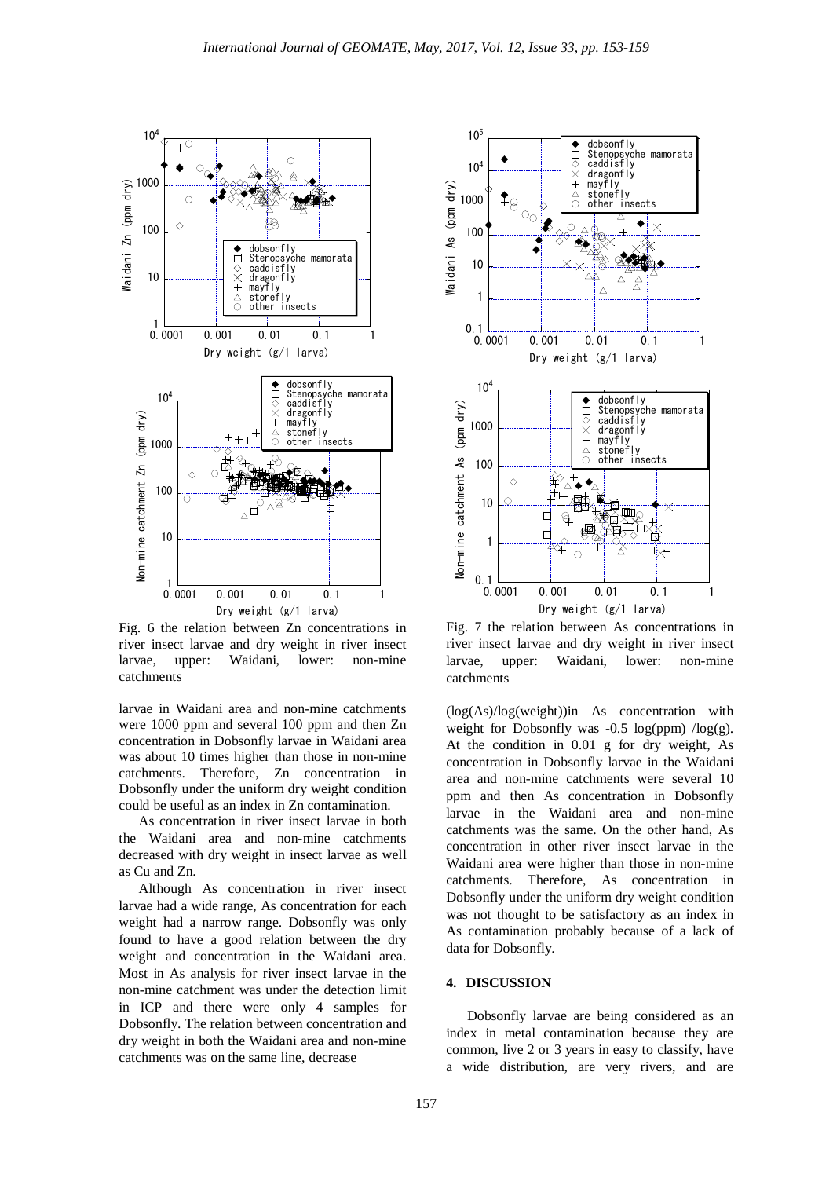Fig. 6 the relation between Zn concentrations in river insect larvae and dry weight in river insect larvae, upper: Waidani, lower: non-mine catchments

Fig. 7 the relation between As concentrations in river insect larvae and dry weight in river insect larvae, upper: Waidani, lower: non-mine catchments

larvae in Waidani area and non-mine catchments were 1000 ppm and several 100 ppm and then Zn concentration in Dobsonfly larvae in Waidani area was about 10 times higher than those in non-mine catchments. Therefore, Zn concentration in Dobsonfly under the uniform dry weight condition could be useful as an index in Zn contamination.

As concentration in river insect larvae in both the Waidani area and non-mine catchments decreased with dry weight in insect larvae as well as Cu and Zn.

Although As concentration in river insect larvae had a wide range, As concentration for each weight had a narrow range. Dobsonfly was only found to have a good relation between the dry weight and concentration in the Waidani area. Most in As analysis for river insect larvae in the non-mine catchment was under the detection limit in ICP and there were only 4 samples for Dobsonfly. The relation between concentration and dry weight in both the Waidani area and non-mine catchments was on the same line, decrease (log(As)/log(weight))in As concentration with weight for Dobsonfly was -0.5 log(ppm) /log(g). At the condition in 0.01 g for dry weight, As concentration in Dobsonfly larvae in the Waidani area and non-mine catchments were several 10 ppm and then As concentration in Dobsonfly larvae in the Waidani area and non-mine catchments was the same. On the other hand, As concentration in other river insect larvae in the Waidani area were higher than those in non-mine catchments. Therefore, As concentration in Dobsonfly under the uniform dry weight condition was not thought to be satisfactory as an index in As contamination probably because of a lack of data for Dobsonfly.

## 4. DISCUSSION

Dobsonfly larvae are being considered as an index in metal contamination because they are common, live 2 or 3 years in easy to classify, have a wide distribution, are very rivers, and are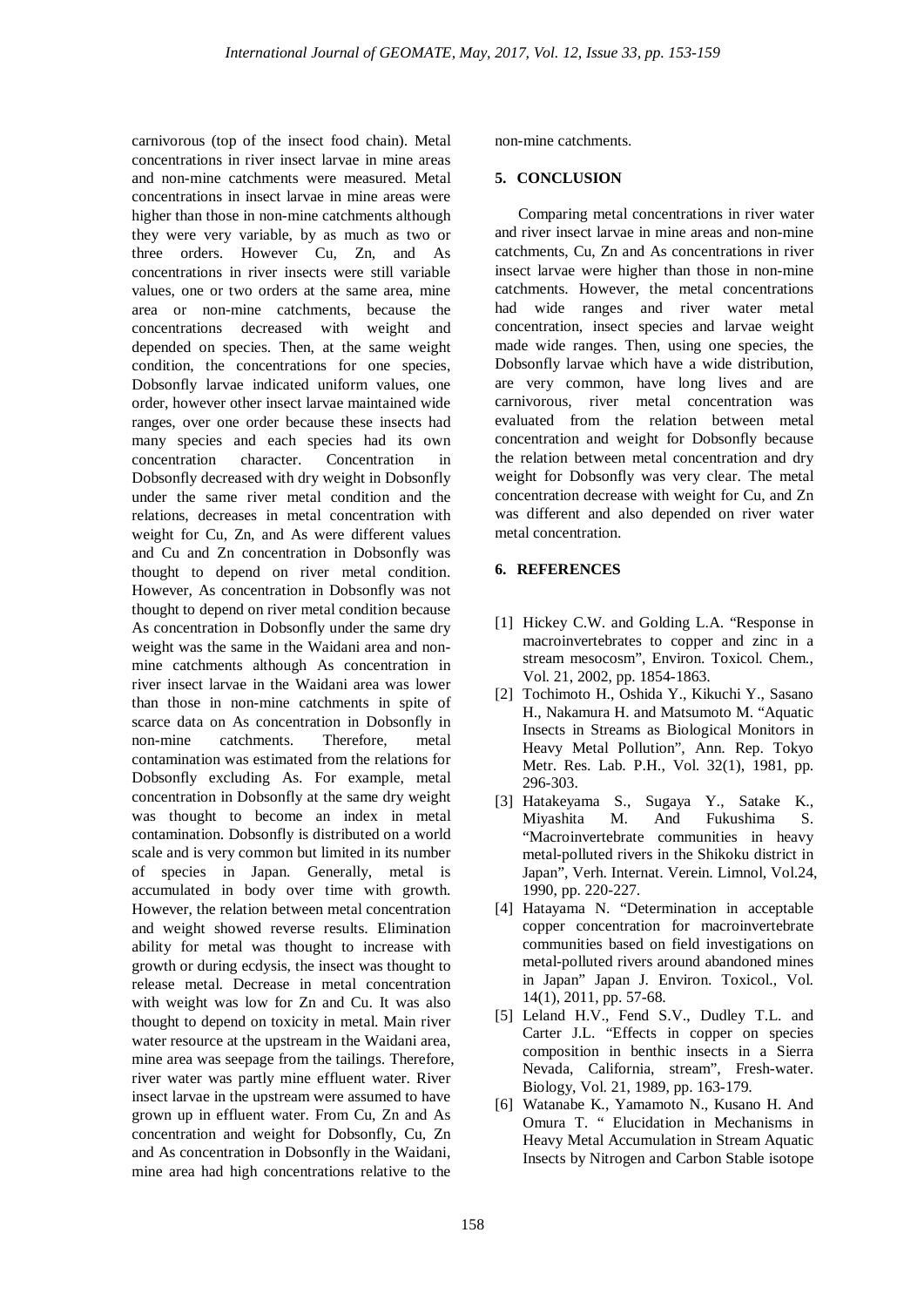carnivorous (top of the insect food chain). Metal concentrations in river insect larvae in mine areas and non-mine catchments were measured. Metal concentrations in insect larvae in mine areas were higher than those in non-mine catchments although they were very variable, by as much as two or three orders. However Cu, Zn, and As concentrations in river insects were still variable values, one or two orders at the same area, mine area or non-mine catchments, because the concentrations decreased with weight and depended on species. Then, at the same weight condition, the concentrations for one species, Dobsonfly larvae indicated uniform values, one order, however other insect larvae maintained wide ranges, over one order because these insects had many species and each species had its own concentration character. Concentration in Dobsonfly decreased with dry weight in Dobsonfly under the same river metal condition and the relations, decreases in metal concentration with weight for Cu, Zn, and As were different values and Cu and Zn concentration in Dobsonfly was thought to depend on river metal condition. However, As concentration in Dobsonfly was not thought to depend on river metal condition because As concentration in Dobsonfly under the same dry weight was the same in the Waidani area and non-mine catchments although As concentration in river insect larvae in the Waidani area was lower than those in non-mine catchments in spite of scarce data on As concentration in Dobsonfly in non-mine catchments. Therefore, metal contamination was estimated from the relations for Dobsonfly excluding As. For example, metal concentration in Dobsonfly at the same dry weight was thought to become an index in metal contamination. Dobsonfly is distributed on a world scale and is very common but limited in its number of species in Japan. Generally, metal is accumulated in body over time with growth. However, the relation between metal concentration and weight showed reverse results. Elimination ability for metal was thought to increase with growth or during ecdysis, the insect was thought to release metal. Decrease in metal concentration with weight was low for Zn and Cu. It was also thought to depend on toxicity in metal. Main river water resource at the upstream in the Waidani area, mine area was seepage from the tailings. Therefore, river water was partly mine effluent water. River insect larvae in the upstream were assumed to have grown up in effluent water. From Cu, Zn and As concentration and weight for Dobsonfly, Cu, Zn and As concentration in Dobsonfly in the Waidani, mine area had high concentrations relative to the non-mine catchments.

## 5. CONCLUSION

Comparing metal concentrations in river water and river insect larvae in mine areas and non-mine catchments, Cu, Zn and As concentrations in river insect larvae were higher than those in non-mine catchments. However, the metal concentrations had wide ranges and river water metal concentration, insect species and larvae weight made wide ranges. Then, using one species, the Dobsonfly larvae which have a wide distribution, are very common, have long lives and are carnivorous, river metal concentration was evaluated from the relation between metal concentration and weight for Dobsonfly because the relation between metal concentration and dry weight for Dobsonfly was very clear. The metal concentration decrease with weight for Cu, and Zn was different and also depended on river water metal concentration.

## 6. REFERENCES

[1] Hickey C.W. and Golding L.A. "Response in macroinvertebrates to copper and zinc in a stream mesocosm", Environ. Toxicol. Chem., Vol. 21, 2002, pp. 1854-1863.

[2] Tochimoto H., Oshida Y., Kikuchi Y., Sasano H., Nakamura H. and Matsumoto M. "Aquatic Insects in Streams as Biological Monitors in Heavy Metal Pollution", Ann. Rep. Tokyo Metr. Res. Lab. P.H., Vol. 32(1), 1981, pp. 296-303.

[3] Hatakeyama S., Sugaya Y., Satake K., Miyashita M. And Fukushima S. "Macroinvertebrate communities in heavy metal-polluted rivers in the Shikoku district in Japan", Verh. Internat. Verein. Limnol, Vol.24, 1990, pp. 220-227.

[4] Hatayama N. "Determination in acceptable copper concentration for macroinvertebrate communities based on field investigations on metal-polluted rivers around abandoned mines in Japan" Japan J. Environ. Toxicol., Vol. 14(1), 2011, pp. 57-68.

[5] Leland H.V., Fend S.V., Dudley T.L. and Carter J.L. "Effects in copper on species composition in benthic insects in a Sierra Nevada, California, stream", Fresh-water. Biology, Vol. 21, 1989, pp. 163-179.

[6] Watanabe K., Yamamoto N., Kusano H. And Omura T. " Elucidation in Mechanisms in Heavy Metal Accumulation in Stream Aquatic Insects by Nitrogen and Carbon Stable isotope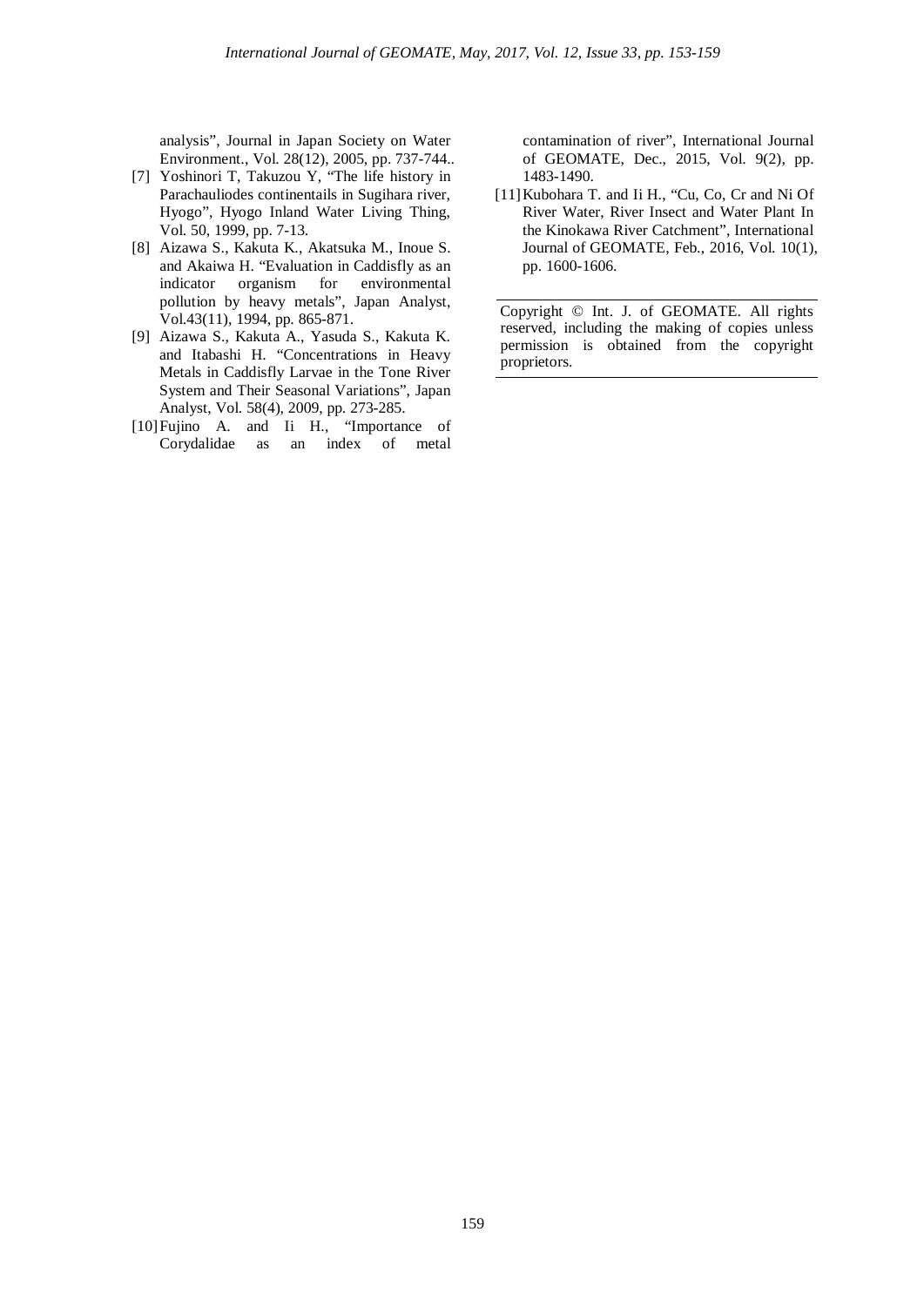analysis", Journal in Japan Society on Water Environment., Vol. 28(12), 2005, pp. 737-744..

[7] Yoshinori T, Takuzou Y, "The life history in Parachauliodes continentails in Sugihara river, Hyogo", Hyogo Inland Water Living Thing, Vol. 50, 1999, pp. 7-13.

[8] Aizawa S., Kakuta K., Akatsuka M., Inoue S. and Akaiwa H. "Evaluation in Caddisfly as an indicator organism for environmental pollution by heavy metals", Japan Analyst, Vol.43(11), 1994, pp. 865-871.

[9] Aizawa S., Kakuta A., Yasuda S., Kakuta K. and Itabashi H. "Concentrations in Heavy Metals in Caddisfly Larvae in the Tone River System and Their Seasonal Variations", Japan Analyst, Vol. 58(4), 2009, pp. 273-285.

[10] Fujino A. and Ii H., "Importance of Corydalidae as an index of metal contamination of river", International Journal of GEOMATE, Dec., 2015, Vol. 9(2), pp. 1483-1490.

[11] Kubohara T. and Ii H., "Cu, Co, Cr and Ni Of River Water, River Insect and Water Plant In the Kinokawa River Catchment", International Journal of GEOMATE, Feb., 2016, Vol. 10(1), pp. 1600-1606.

---

Copyright © Int. J. of GEOMATE. All rights reserved, including the making of copies unless permission is obtained from the copyright proprietors.

---